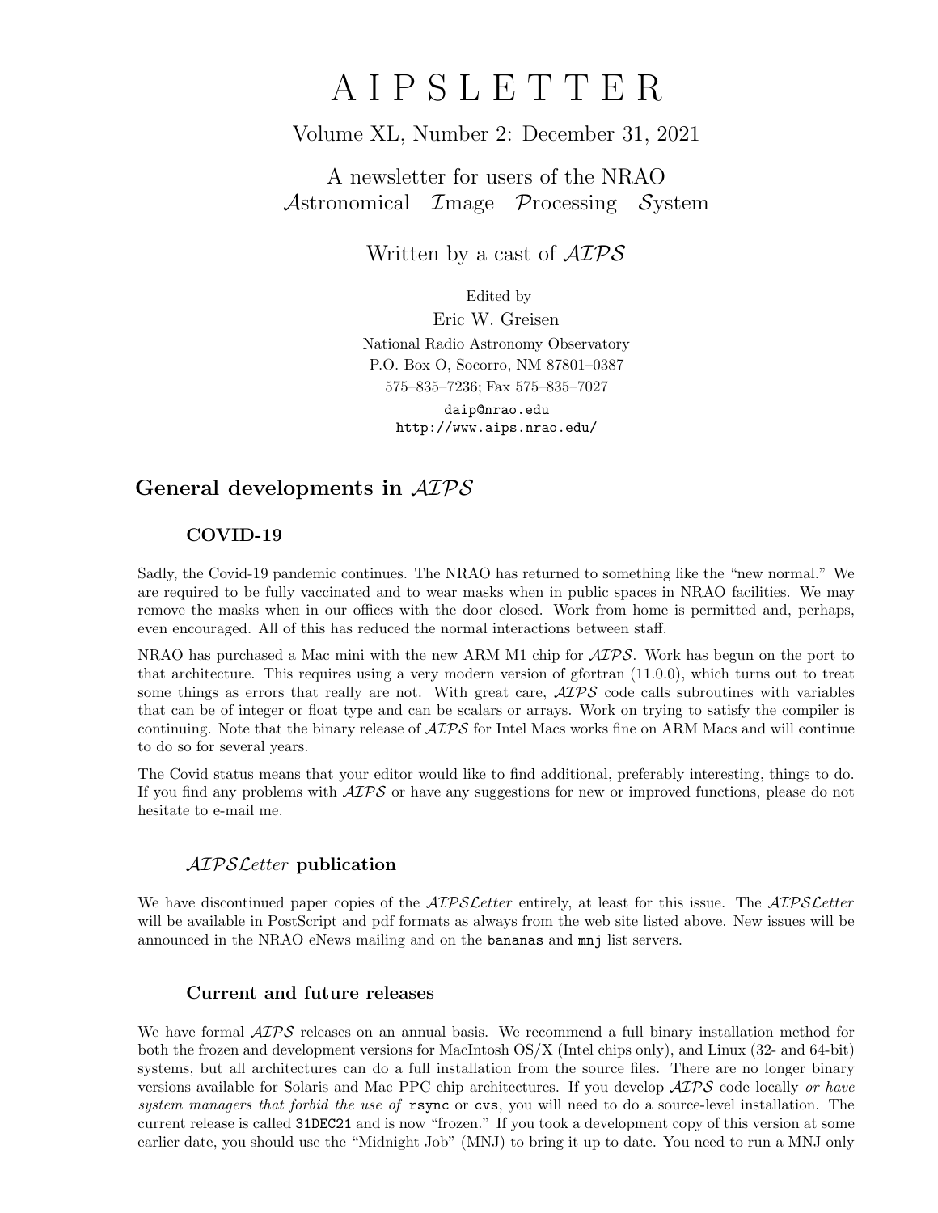# A I P S L E T T E R

Volume XL, Number 2: December 31, 2021

A newsletter for users of the NRAO
*A*stronomical *I*mage *P*rocessing *S*ystem

Written by a cast of *AIPS*

Edited by
Eric W. Greisen
National Radio Astronomy Observatory
P.O. Box O, Socorro, NM 87801–0387
575–835–7236; Fax 575–835–7027
daip@nrao.edu
http://www.aips.nrao.edu/

## General developments in *AIPS*

### COVID-19

Sadly, the Covid-19 pandemic continues. The NRAO has returned to something like the "new normal." We are required to be fully vaccinated and to wear masks when in public spaces in NRAO facilities. We may remove the masks when in our offices with the door closed. Work from home is permitted and, perhaps, even encouraged. All of this has reduced the normal interactions between staff.

NRAO has purchased a Mac mini with the new ARM M1 chip for *AIPS*. Work has begun on the port to that architecture. This requires using a very modern version of gfortran (11.0.0), which turns out to treat some things as errors that really are not. With great care, *AIPS* code calls subroutines with variables that can be of integer or float type and can be scalars or arrays. Work on trying to satisfy the compiler is continuing. Note that the binary release of *AIPS* for Intel Macs works fine on ARM Macs and will continue to do so for several years.

The Covid status means that your editor would like to find additional, preferably interesting, things to do. If you find any problems with *AIPS* or have any suggestions for new or improved functions, please do not hesitate to e-mail me.

### *AIPSLetter* publication

We have discontinued paper copies of the *AIPSLetter* entirely, at least for this issue. The *AIPSLetter* will be available in PostScript and pdf formats as always from the web site listed above. New issues will be announced in the NRAO eNews mailing and on the `bananas` and `mnj` list servers.

### Current and future releases

We have formal *AIPS* releases on an annual basis. We recommend a full binary installation method for both the frozen and development versions for MacIntosh OS/X (Intel chips only), and Linux (32- and 64-bit) systems, but all architectures can do a full installation from the source files. There are no longer binary versions available for Solaris and Mac PPC chip architectures. If you develop *AIPS* code locally *or have system managers that forbid the use of* `rsync` *or* `cvs`, you will need to do a source-level installation. The current release is called `31DEC21` and is now "frozen." If you took a development copy of this version at some earlier date, you should use the "Midnight Job" (MNJ) to bring it up to date. You need to run a MNJ only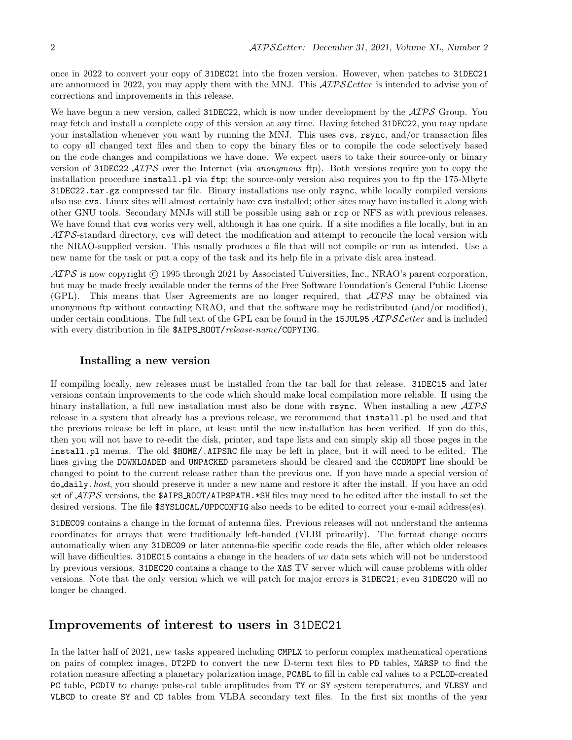once in 2022 to convert your copy of 31DEC21 into the frozen version. However, when patches to 31DEC21 are announced in 2022, you may apply them with the MNJ. This *AIPSLetter* is intended to advise you of corrections and improvements in this release.

We have begun a new version, called 31DEC22, which is now under development by the *AIPS* Group. You may fetch and install a complete copy of this version at any time. Having fetched 31DEC22, you may update your installation whenever you want by running the MNJ. This uses `cvs`, `rsync`, and/or transaction files to copy all changed text files and then to copy the binary files or to compile the code selectively based on the code changes and compilations we have done. We expect users to take their source-only or binary version of 31DEC22 *AIPS* over the Internet (via *anonymous* ftp). Both versions require you to copy the installation procedure `install.pl` via `ftp`; the source-only version also requires you to ftp the 175-Mbyte `31DEC22.tar.gz` compressed tar file. Binary installations use only `rsync`, while locally compiled versions also use `cvs`. Linux sites will almost certainly have `cvs` installed; other sites may have installed it along with other GNU tools. Secondary MNJs will still be possible using `ssh` or `rcp` or NFS as with previous releases. We have found that `cvs` works very well, although it has one quirk. If a site modifies a file locally, but in an *AIPS*-standard directory, `cvs` will detect the modification and attempt to reconcile the local version with the NRAO-supplied version. This usually produces a file that will not compile or run as intended. Use a new name for the task or put a copy of the task and its help file in a private disk area instead.

*AIPS* is now copyright © 1995 through 2021 by Associated Universities, Inc., NRAO's parent corporation, but may be made freely available under the terms of the Free Software Foundation's General Public License (GPL). This means that User Agreements are no longer required, that *AIPS* may be obtained via anonymous ftp without contacting NRAO, and that the software may be redistributed (and/or modified), under certain conditions. The full text of the GPL can be found in the 15JUL95 *AIPSLetter* and is included with every distribution in file `$AIPS_ROOT/`*release-name*`/COPYING`.

### Installing a new version

If compiling locally, new releases must be installed from the tar ball for that release. 31DEC15 and later versions contain improvements to the code which should make local compilation more reliable. If using the binary installation, a full new installation must also be done with `rsync`. When installing a new *AIPS* release in a system that already has a previous release, we recommend that `install.pl` be used and that the previous release be left in place, at least until the new installation has been verified. If you do this, then you will not have to re-edit the disk, printer, and tape lists and can simply skip all those pages in the `install.pl` menus. The old `$HOME/.AIPSRC` file may be left in place, but it will need to be edited. The lines giving the DOWNLOADED and UNPACKED parameters should be cleared and the CCOMOPT line should be changed to point to the current release rather than the previous one. If you have made a special version of `do_daily.`*host*, you should preserve it under a new name and restore it after the install. If you have an odd set of *AIPS* versions, the `$AIPS_ROOT/AIPSPATH.*SH` files may need to be edited after the install to set the desired versions. The file `$SYSLOCAL/UPDCONFIG` also needs to be edited to correct your e-mail address(es).

31DEC09 contains a change in the format of antenna files. Previous releases will not understand the antenna coordinates for arrays that were traditionally left-handed (VLBI primarily). The format change occurs automatically when any 31DEC09 or later antenna-file specific code reads the file, after which older releases will have difficulties. 31DEC15 contains a change in the headers of *uv* data sets which will not be understood by previous versions. 31DEC20 contains a change to the XAS TV server which will cause problems with older versions. Note that the only version which we will patch for major errors is 31DEC21; even 31DEC20 will no longer be changed.

## Improvements of interest to users in 31DEC21

In the latter half of 2021, new tasks appeared including CMPLX to perform complex mathematical operations on pairs of complex images, DT2PD to convert the new D-term text files to PD tables, MARSP to find the rotation measure affecting a planetary polarization image, PCABL to fill in cable cal values to a PCLOD-created PC table, PCDIV to change pulse-cal table amplitudes from TY or SY system temperatures, and VLBSY and VLBCD to create SY and CD tables from VLBA secondary text files. In the first six months of the year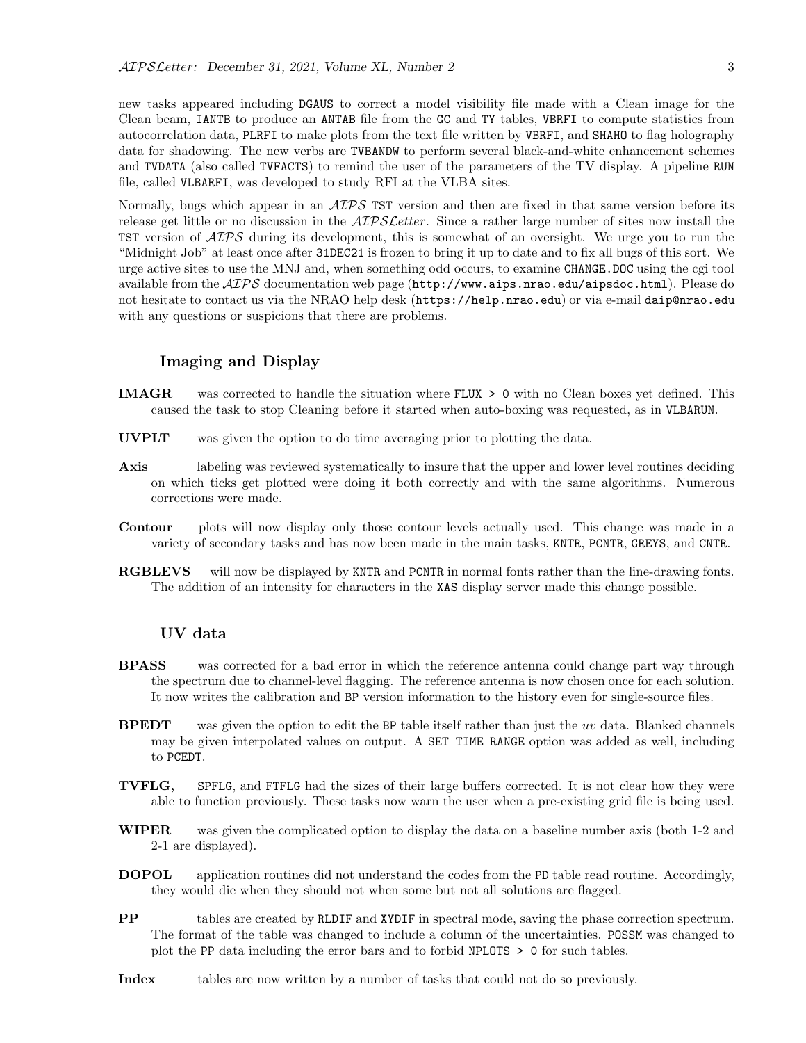new tasks appeared including DGAUS to correct a model visibility file made with a Clean image for the Clean beam, IANTB to produce an ANTAB file from the GC and TY tables, VBRFI to compute statistics from autocorrelation data, PLRFI to make plots from the text file written by VBRFI, and SHAHO to flag holography data for shadowing. The new verbs are TVBANDW to perform several black-and-white enhancement schemes and TVDATA (also called TVFACTS) to remind the user of the parameters of the TV display. A pipeline RUN file, called VLBARFI, was developed to study RFI at the VLBA sites.

Normally, bugs which appear in an *AIPS* TST version and then are fixed in that same version before its release get little or no discussion in the *AIPSLetter*. Since a rather large number of sites now install the TST version of *AIPS* during its development, this is somewhat of an oversight. We urge you to run the "Midnight Job" at least once after 31DEC21 is frozen to bring it up to date and to fix all bugs of this sort. We urge active sites to use the MNJ and, when something odd occurs, to examine CHANGE.DOC using the cgi tool available from the *AIPS* documentation web page (http://www.aips.nrao.edu/aipsdoc.html). Please do not hesitate to contact us via the NRAO help desk (https://help.nrao.edu) or via e-mail daip@nrao.edu with any questions or suspicions that there are problems.

### Imaging and Display

**IMAGR** was corrected to handle the situation where FLUX > 0 with no Clean boxes yet defined. This caused the task to stop Cleaning before it started when auto-boxing was requested, as in VLBARUN.

**UVPLT** was given the option to do time averaging prior to plotting the data.

**Axis** labeling was reviewed systematically to insure that the upper and lower level routines deciding on which ticks get plotted were doing it both correctly and with the same algorithms. Numerous corrections were made.

**Contour** plots will now display only those contour levels actually used. This change was made in a variety of secondary tasks and has now been made in the main tasks, KNTR, PCNTR, GREYS, and CNTR.

**RGBLEVS** will now be displayed by KNTR and PCNTR in normal fonts rather than the line-drawing fonts. The addition of an intensity for characters in the XAS display server made this change possible.

### UV data

**BPASS** was corrected for a bad error in which the reference antenna could change part way through the spectrum due to channel-level flagging. The reference antenna is now chosen once for each solution. It now writes the calibration and BP version information to the history even for single-source files.

**BPEDT** was given the option to edit the BP table itself rather than just the *uv* data. Blanked channels may be given interpolated values on output. A SET TIME RANGE option was added as well, including to PCEDT.

**TVFLG,** SPFLG, and FTFLG had the sizes of their large buffers corrected. It is not clear how they were able to function previously. These tasks now warn the user when a pre-existing grid file is being used.

**WIPER** was given the complicated option to display the data on a baseline number axis (both 1-2 and 2-1 are displayed).

**DOPOL** application routines did not understand the codes from the PD table read routine. Accordingly, they would die when they should not when some but not all solutions are flagged.

**PP** tables are created by RLDIF and XYDIF in spectral mode, saving the phase correction spectrum. The format of the table was changed to include a column of the uncertainties. POSSM was changed to plot the PP data including the error bars and to forbid NPLOTS > 0 for such tables.

**Index** tables are now written by a number of tasks that could not do so previously.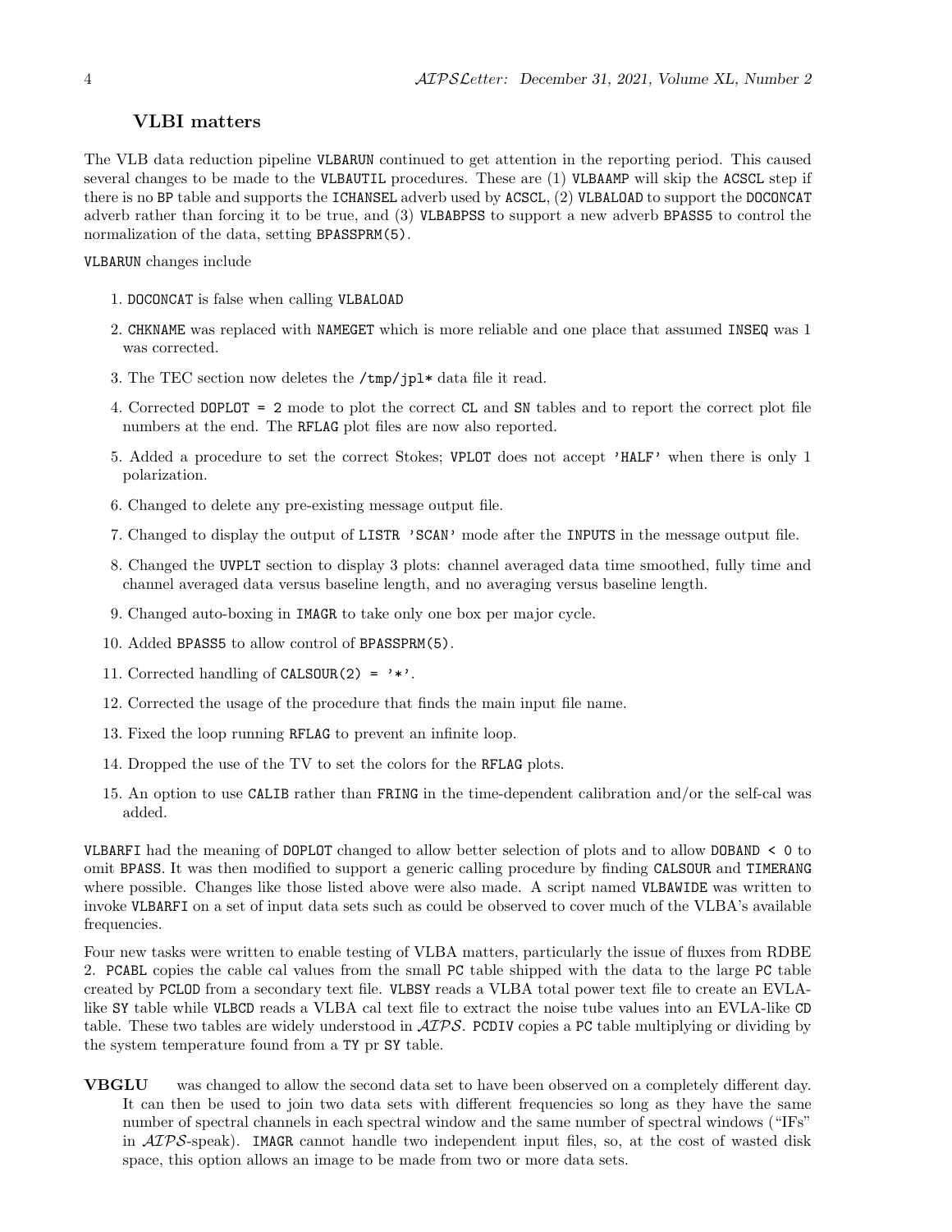### VLBI matters

The VLB data reduction pipeline VLBARUN continued to get attention in the reporting period. This caused several changes to be made to the VLBAUTIL procedures. These are (1) VLBAAMP will skip the ACSCL step if there is no BP table and supports the ICHANSEL adverb used by ACSCL, (2) VLBALOAD to support the DOCONCAT adverb rather than forcing it to be true, and (3) VLBABPSS to support a new adverb BPASS5 to control the normalization of the data, setting BPASSPRM(5).

VLBARUN changes include

1. DOCONCAT is false when calling VLBALOAD
2. CHKNAME was replaced with NAMEGET which is more reliable and one place that assumed INSEQ was 1 was corrected.
3. The TEC section now deletes the /tmp/jpl* data file it read.
4. Corrected DOPLOT = 2 mode to plot the correct CL and SN tables and to report the correct plot file numbers at the end. The RFLAG plot files are now also reported.
5. Added a procedure to set the correct Stokes; VPLOT does not accept 'HALF' when there is only 1 polarization.
6. Changed to delete any pre-existing message output file.
7. Changed to display the output of LISTR 'SCAN' mode after the INPUTS in the message output file.
8. Changed the UVPLT section to display 3 plots: channel averaged data time smoothed, fully time and channel averaged data versus baseline length, and no averaging versus baseline length.
9. Changed auto-boxing in IMAGR to take only one box per major cycle.
10. Added BPASS5 to allow control of BPASSPRM(5).
11. Corrected handling of CALSOUR(2) = '*'.
12. Corrected the usage of the procedure that finds the main input file name.
13. Fixed the loop running RFLAG to prevent an infinite loop.
14. Dropped the use of the TV to set the colors for the RFLAG plots.
15. An option to use CALIB rather than FRING in the time-dependent calibration and/or the self-cal was added.

VLBARFI had the meaning of DOPLOT changed to allow better selection of plots and to allow DOBAND < 0 to omit BPASS. It was then modified to support a generic calling procedure by finding CALSOUR and TIMERANG where possible. Changes like those listed above were also made. A script named VLBAWIDE was written to invoke VLBARFI on a set of input data sets such as could be observed to cover much of the VLBA's available frequencies.

Four new tasks were written to enable testing of VLBA matters, particularly the issue of fluxes from RDBE 2. PCABL copies the cable cal values from the small PC table shipped with the data to the large PC table created by PCLOD from a secondary text file. VLBSY reads a VLBA total power text file to create an EVLA-like SY table while VLBCD reads a VLBA cal text file to extract the noise tube values into an EVLA-like CD table. These two tables are widely understood in *AIPS*. PCDIV copies a PC table multiplying or dividing by the system temperature found from a TY pr SY table.

**VBGLU** was changed to allow the second data set to have been observed on a completely different day. It can then be used to join two data sets with different frequencies so long as they have the same number of spectral channels in each spectral window and the same number of spectral windows ("IFs" in *AIPS*-speak). IMAGR cannot handle two independent input files, so, at the cost of wasted disk space, this option allows an image to be made from two or more data sets.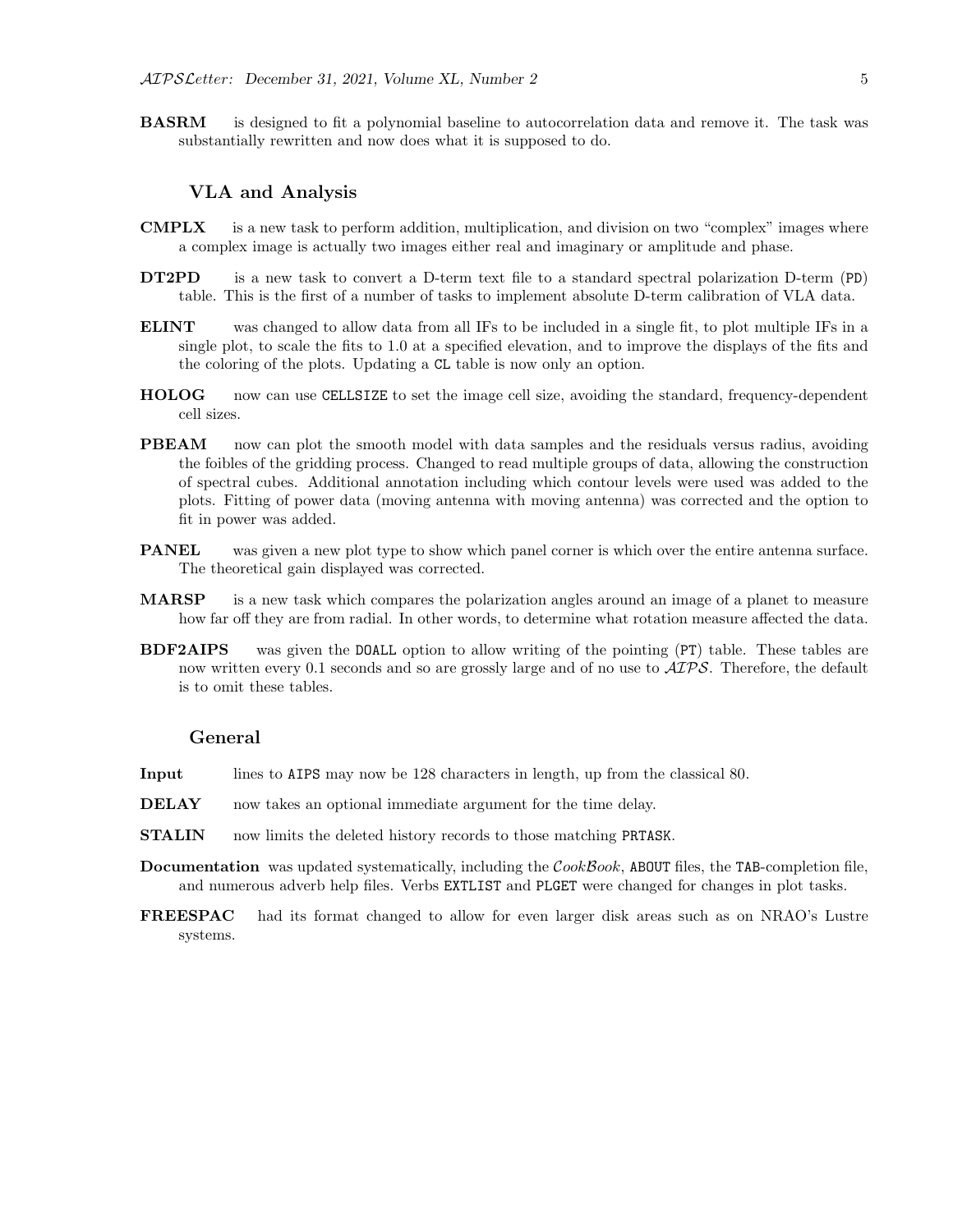**BASRM** is designed to fit a polynomial baseline to autocorrelation data and remove it. The task was substantially rewritten and now does what it is supposed to do.

### VLA and Analysis

**CMPLX** is a new task to perform addition, multiplication, and division on two "complex" images where a complex image is actually two images either real and imaginary or amplitude and phase.

**DT2PD** is a new task to convert a D-term text file to a standard spectral polarization D-term (`PD`) table. This is the first of a number of tasks to implement absolute D-term calibration of VLA data.

**ELINT** was changed to allow data from all IFs to be included in a single fit, to plot multiple IFs in a single plot, to scale the fits to 1.0 at a specified elevation, and to improve the displays of the fits and the coloring of the plots. Updating a `CL` table is now only an option.

**HOLOG** now can use `CELLSIZE` to set the image cell size, avoiding the standard, frequency-dependent cell sizes.

**PBEAM** now can plot the smooth model with data samples and the residuals versus radius, avoiding the foibles of the gridding process. Changed to read multiple groups of data, allowing the construction of spectral cubes. Additional annotation including which contour levels were used was added to the plots. Fitting of power data (moving antenna with moving antenna) was corrected and the option to fit in power was added.

**PANEL** was given a new plot type to show which panel corner is which over the entire antenna surface. The theoretical gain displayed was corrected.

**MARSP** is a new task which compares the polarization angles around an image of a planet to measure how far off they are from radial. In other words, to determine what rotation measure affected the data.

**BDF2AIPS** was given the `DOALL` option to allow writing of the pointing (`PT`) table. These tables are now written every 0.1 seconds and so are grossly large and of no use to *AIPS*. Therefore, the default is to omit these tables.

### General

**Input** lines to `AIPS` may now be 128 characters in length, up from the classical 80.

**DELAY** now takes an optional immediate argument for the time delay.

**STALIN** now limits the deleted history records to those matching `PRTASK`.

**Documentation** was updated systematically, including the *CookBook*, `ABOUT` files, the `TAB`-completion file, and numerous adverb help files. Verbs `EXTLIST` and `PLGET` were changed for changes in plot tasks.

**FREESPAC** had its format changed to allow for even larger disk areas such as on NRAO's Lustre systems.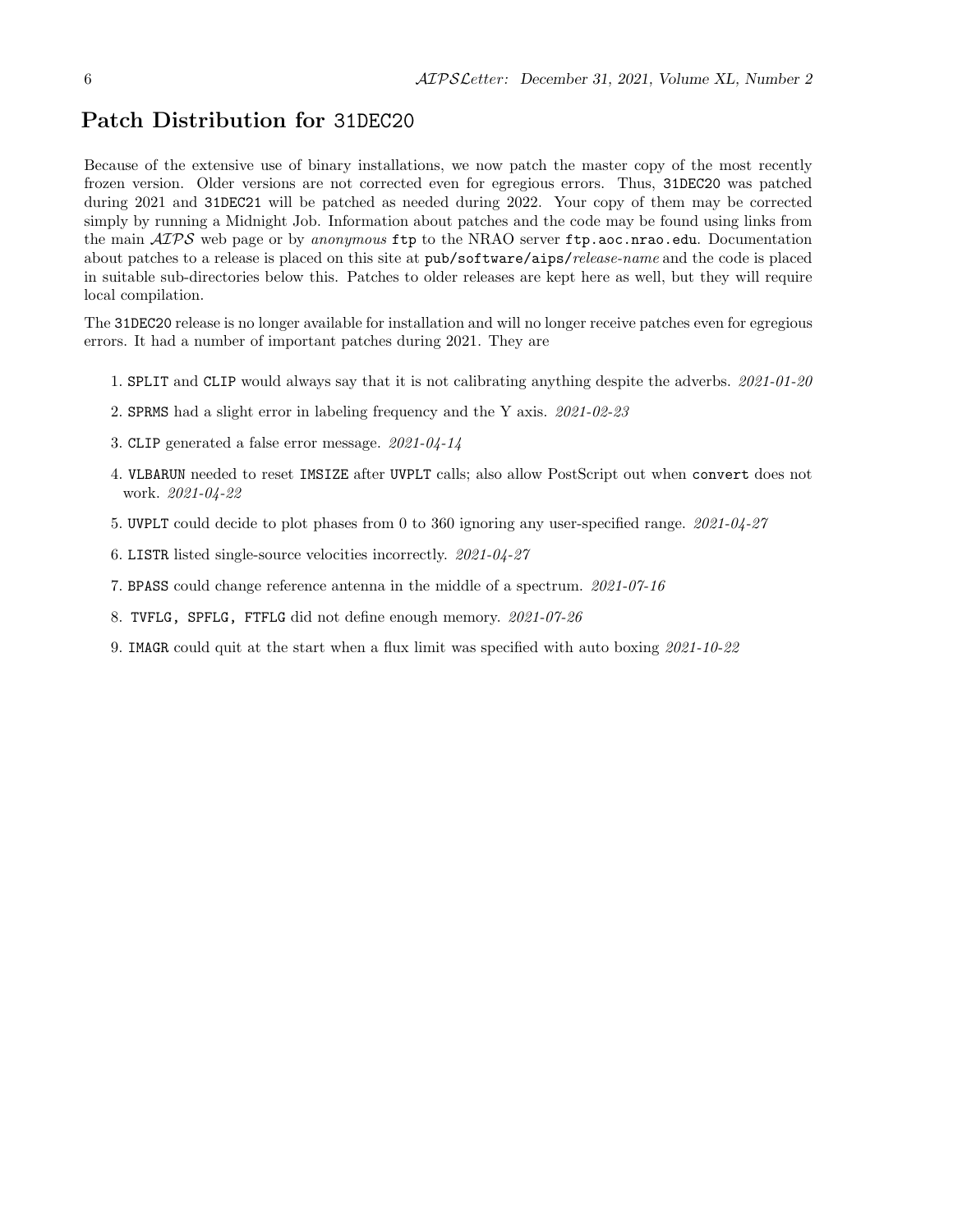## Patch Distribution for `31DEC20`

Because of the extensive use of binary installations, we now patch the master copy of the most recently frozen version. Older versions are not corrected even for egregious errors. Thus, `31DEC20` was patched during 2021 and `31DEC21` will be patched as needed during 2022. Your copy of them may be corrected simply by running a Midnight Job. Information about patches and the code may be found using links from the main *AIPS* web page or by *anonymous* `ftp` to the NRAO server `ftp.aoc.nrao.edu`. Documentation about patches to a release is placed on this site at `pub/software/aips/`*release-name* and the code is placed in suitable sub-directories below this. Patches to older releases are kept here as well, but they will require local compilation.

The `31DEC20` release is no longer available for installation and will no longer receive patches even for egregious errors. It had a number of important patches during 2021. They are

1. `SPLIT` and `CLIP` would always say that it is not calibrating anything despite the adverbs. *2021-01-20*
2. `SPRMS` had a slight error in labeling frequency and the Y axis. *2021-02-23*
3. `CLIP` generated a false error message. *2021-04-14*
4. `VLBARUN` needed to reset `IMSIZE` after `UVPLT` calls; also allow PostScript out when `convert` does not work. *2021-04-22*
5. `UVPLT` could decide to plot phases from 0 to 360 ignoring any user-specified range. *2021-04-27*
6. `LISTR` listed single-source velocities incorrectly. *2021-04-27*
7. `BPASS` could change reference antenna in the middle of a spectrum. *2021-07-16*
8. `TVFLG, SPFLG, FTFLG` did not define enough memory. *2021-07-26*
9. `IMAGR` could quit at the start when a flux limit was specified with auto boxing *2021-10-22*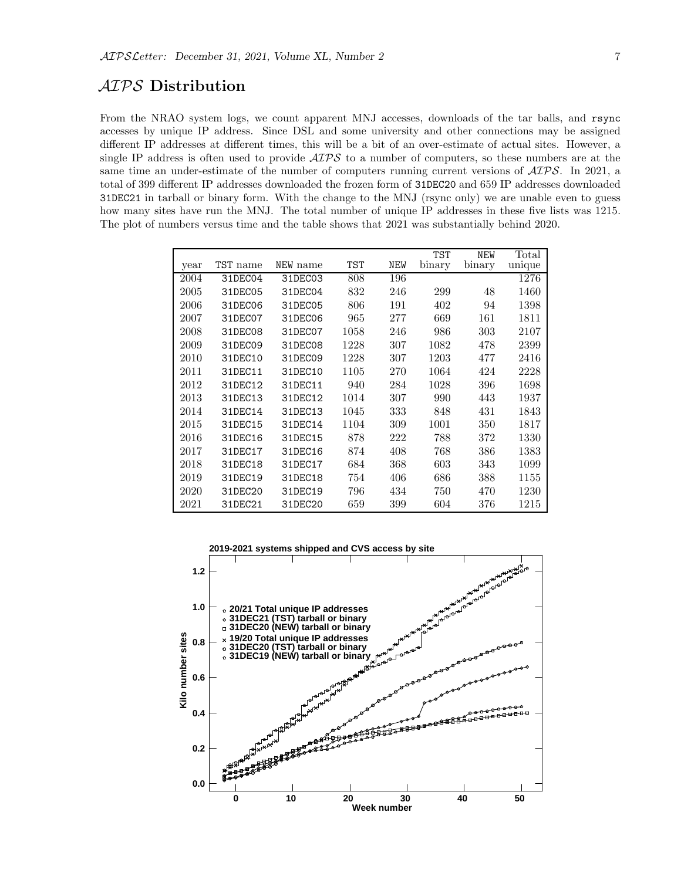## *AIPS* Distribution

From the NRAO system logs, we count apparent MNJ accesses, downloads of the tar balls, and rsync accesses by unique IP address. Since DSL and some university and other connections may be assigned different IP addresses at different times, this will be a bit of an over-estimate of actual sites. However, a single IP address is often used to provide *AIPS* to a number of computers, so these numbers are at the same time an under-estimate of the number of computers running current versions of *AIPS*. In 2021, a total of 399 different IP addresses downloaded the frozen form of 31DEC20 and 659 IP addresses downloaded 31DEC21 in tarball or binary form. With the change to the MNJ (rsync only) we are unable even to guess how many sites have run the MNJ. The total number of unique IP addresses in these five lists was 1215. The plot of numbers versus time and the table shows that 2021 was substantially behind 2020.

| year | TST name | NEW name | TST | NEW | TST binary | NEW binary | Total unique |
|---|---|---|---|---|---|---|---|
| 2004 | 31DEC04 | 31DEC03 | 808 | 196 | | | 1276 |
| 2005 | 31DEC05 | 31DEC04 | 832 | 246 | 299 | 48 | 1460 |
| 2006 | 31DEC06 | 31DEC05 | 806 | 191 | 402 | 94 | 1398 |
| 2007 | 31DEC07 | 31DEC06 | 965 | 277 | 669 | 161 | 1811 |
| 2008 | 31DEC08 | 31DEC07 | 1058 | 246 | 986 | 303 | 2107 |
| 2009 | 31DEC09 | 31DEC08 | 1228 | 307 | 1082 | 478 | 2399 |
| 2010 | 31DEC10 | 31DEC09 | 1228 | 307 | 1203 | 477 | 2416 |
| 2011 | 31DEC11 | 31DEC10 | 1105 | 270 | 1064 | 424 | 2228 |
| 2012 | 31DEC12 | 31DEC11 | 940 | 284 | 1028 | 396 | 1698 |
| 2013 | 31DEC13 | 31DEC12 | 1014 | 307 | 990 | 443 | 1937 |
| 2014 | 31DEC14 | 31DEC13 | 1045 | 333 | 848 | 431 | 1843 |
| 2015 | 31DEC15 | 31DEC14 | 1104 | 309 | 1001 | 350 | 1817 |
| 2016 | 31DEC16 | 31DEC15 | 878 | 222 | 788 | 372 | 1330 |
| 2017 | 31DEC17 | 31DEC16 | 874 | 408 | 768 | 386 | 1383 |
| 2018 | 31DEC18 | 31DEC17 | 684 | 368 | 603 | 343 | 1099 |
| 2019 | 31DEC19 | 31DEC18 | 754 | 406 | 686 | 388 | 1155 |
| 2020 | 31DEC20 | 31DEC19 | 796 | 434 | 750 | 470 | 1230 |
| 2021 | 31DEC21 | 31DEC20 | 659 | 399 | 604 | 376 | 1215 |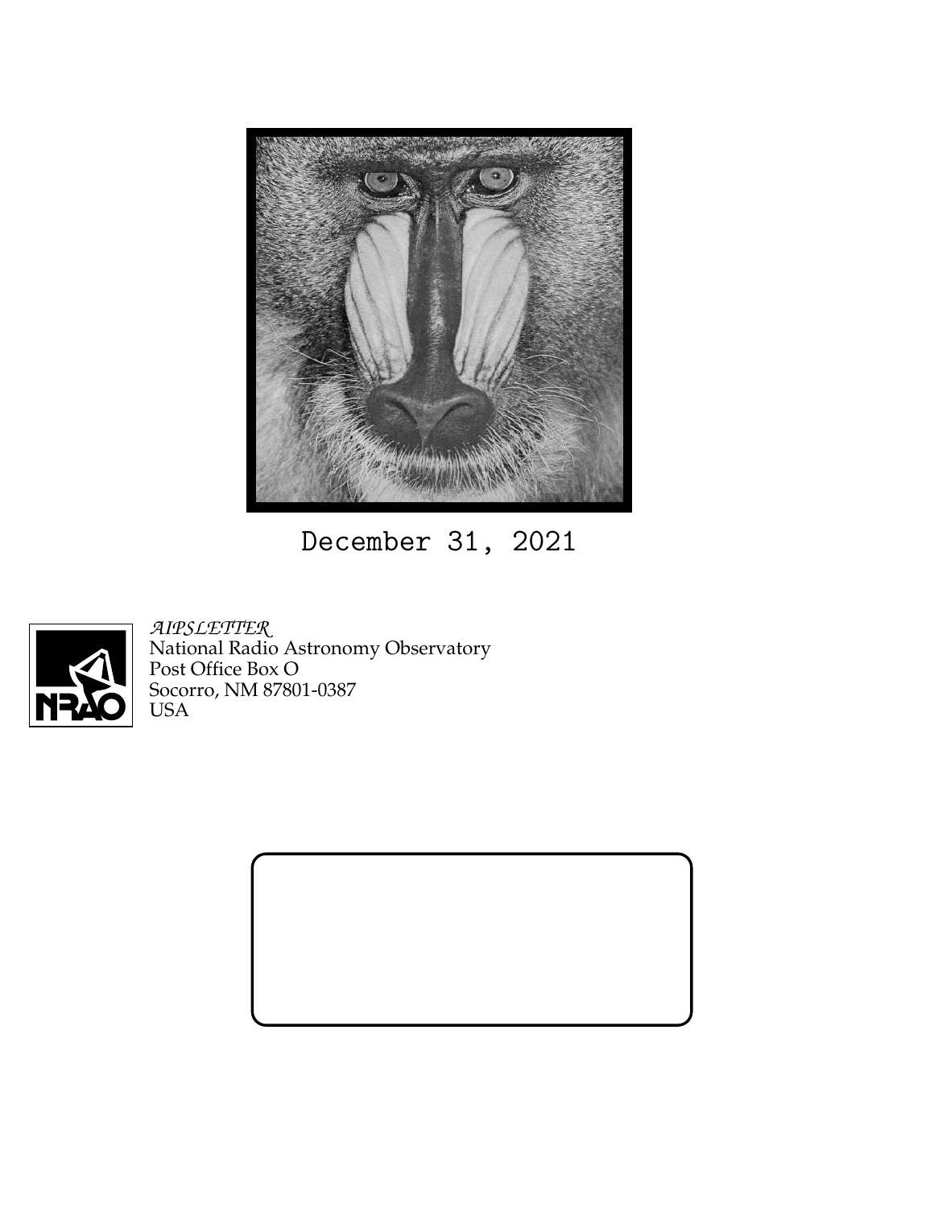December 31, 2021

*AIPSLETTER*
National Radio Astronomy Observatory
Post Office Box O
Socorro, NM 87801-0387
USA